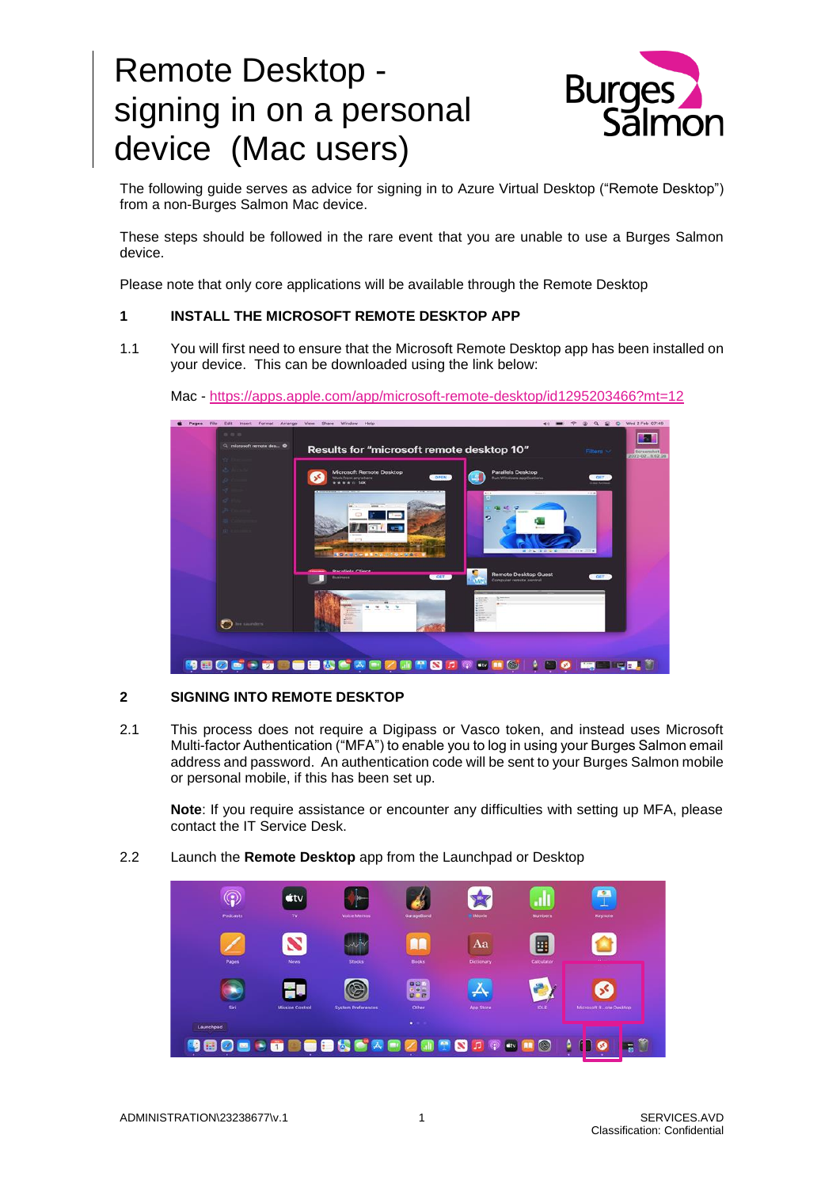# Remote Desktop - signing in on a personal device (Mac users)

The following guide serves as advice for signing in to Azure Virtual Desktop ("Remote Desktop") from a non-Burges Salmon Mac device.

These steps should be followed in the rare event that you are unable to use a Burges Salmon device.

Please note that only core applications will be available through the Remote Desktop

## 1 INSTALL THE MICROSOFT REMOTE DESKTOP APP

1.1 You will first need to ensure that the Microsoft Remote Desktop app has been installed on your device. This can be downloaded using the link below:

Mac - [https://apps.apple.com/app/microsoft-remote-desktop/id1295203466?mt=12](https://apps.apple.com/app/microsoft-remote-desktop/id1295203466?mt=12)

## 2 SIGNING INTO REMOTE DESKTOP

2.1 This process does not require a Digipass or Vasco token, and instead uses Microsoft Multi-factor Authentication ("MFA") to enable you to log in using your Burges Salmon email address and password. An authentication code will be sent to your Burges Salmon mobile or personal mobile, if this has been set up.

**Note**: If you require assistance or encounter any difficulties with setting up MFA, please contact the IT Service Desk.

2.2 Launch the **Remote Desktop** app from the Launchpad or Desktop

ADMINISTRATION\23238677\v.1

SERVICES.AVD
Classification: Confidential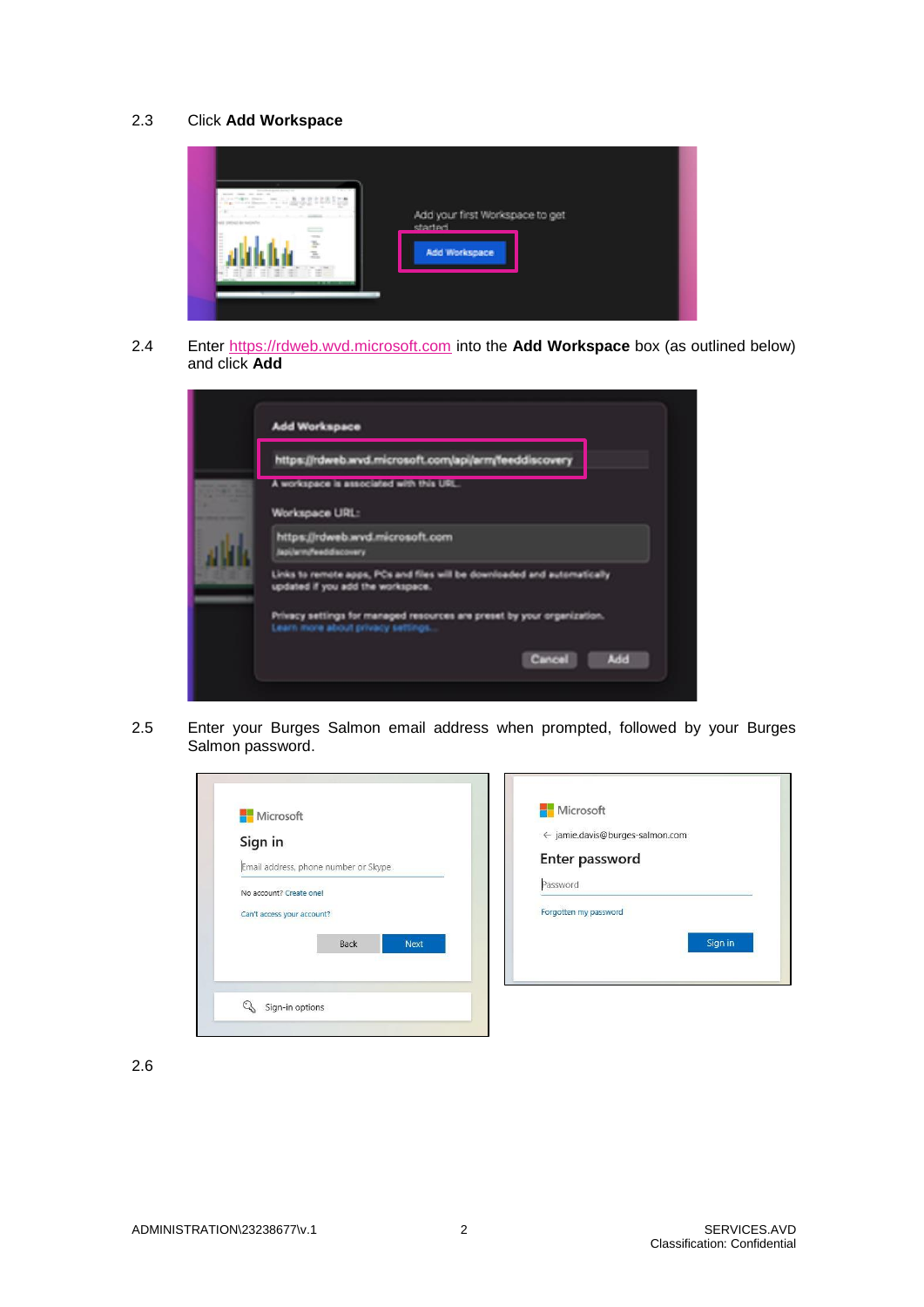2.3 Click **Add Workspace**

2.4 Enter https://rdweb.wvd.microsoft.com into the **Add Workspace** box (as outlined below) and click **Add**

2.5 Enter your Burges Salmon email address when prompted, followed by your Burges Salmon password.

2.6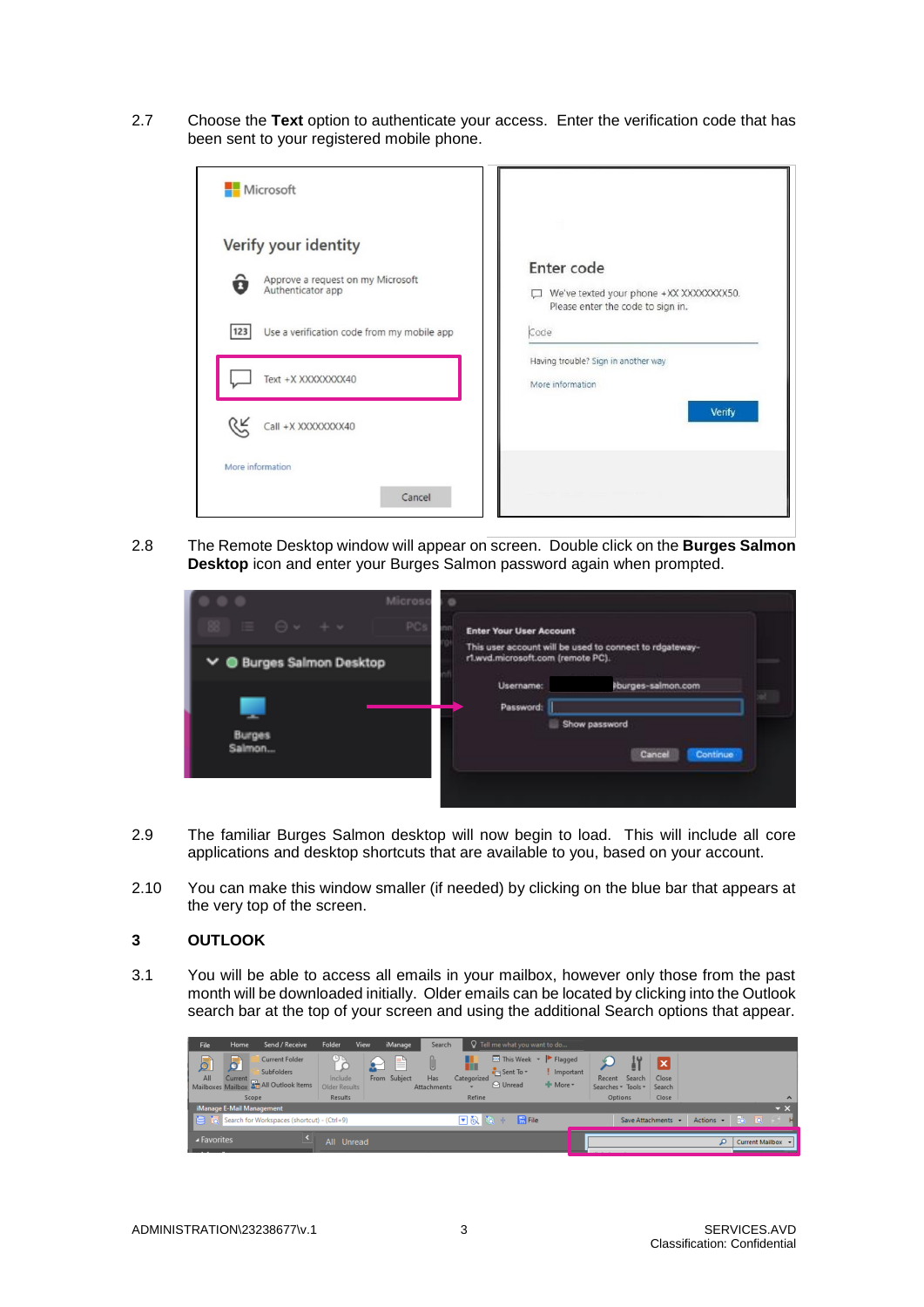2.7 Choose the **Text** option to authenticate your access. Enter the verification code that has been sent to your registered mobile phone.

2.8 The Remote Desktop window will appear on screen. Double click on the **Burges Salmon Desktop** icon and enter your Burges Salmon password again when prompted.

2.9 The familiar Burges Salmon desktop will now begin to load. This will include all core applications and desktop shortcuts that are available to you, based on your account.

2.10 You can make this window smaller (if needed) by clicking on the blue bar that appears at the very top of the screen.

## 3 OUTLOOK

3.1 You will be able to access all emails in your mailbox, however only those from the past month will be downloaded initially. Older emails can be located by clicking into the Outlook search bar at the top of your screen and using the additional Search options that appear.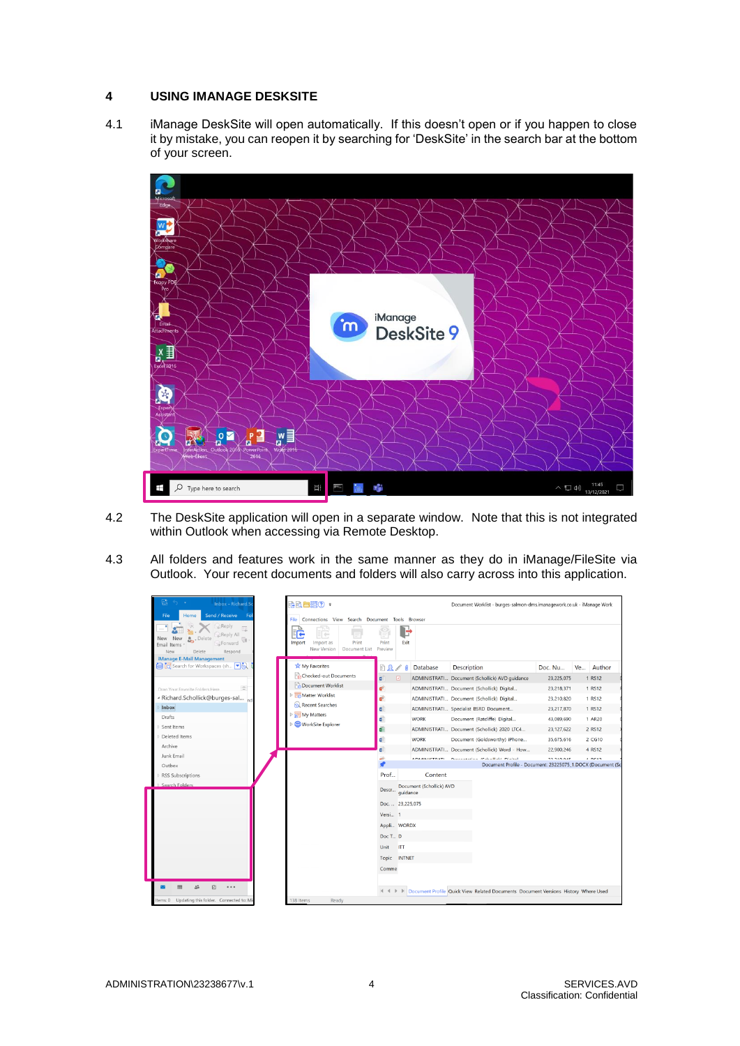## 4 USING IMANAGE DESKSITE

4.1 iManage DeskSite will open automatically. If this doesn't open or if you happen to close it by mistake, you can reopen it by searching for 'DeskSite' in the search bar at the bottom of your screen.

4.2 The DeskSite application will open in a separate window. Note that this is not integrated within Outlook when accessing via Remote Desktop.

4.3 All folders and features work in the same manner as they do in iManage/FileSite via Outlook. Your recent documents and folders will also carry across into this application.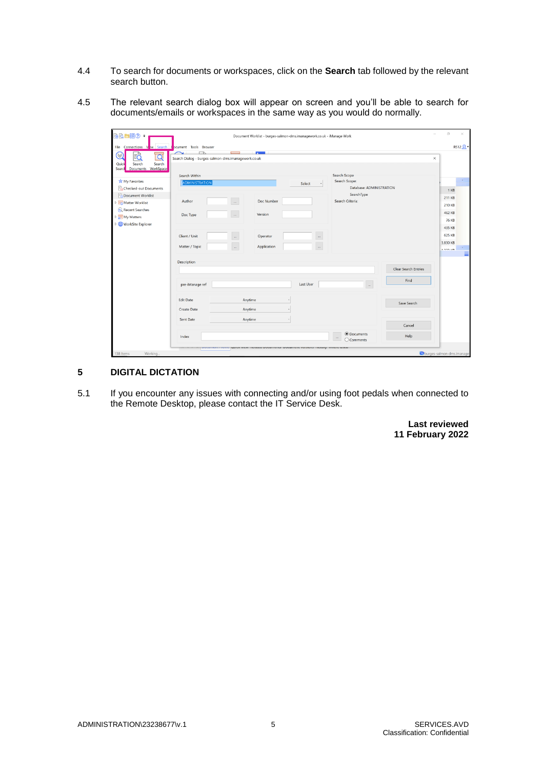4.4 To search for documents or workspaces, click on the **Search** tab followed by the relevant search button.

4.5 The relevant search dialog box will appear on screen and you'll be able to search for documents/emails or workspaces in the same way as you would do normally.

## 5 DIGITAL DICTATION

5.1 If you encounter any issues with connecting and/or using foot pedals when connected to the Remote Desktop, please contact the IT Service Desk.

**Last reviewed**
**11 February 2022**

ADMINISTRATION\23238677\v.1

SERVICES.AVD
Classification: Confidential